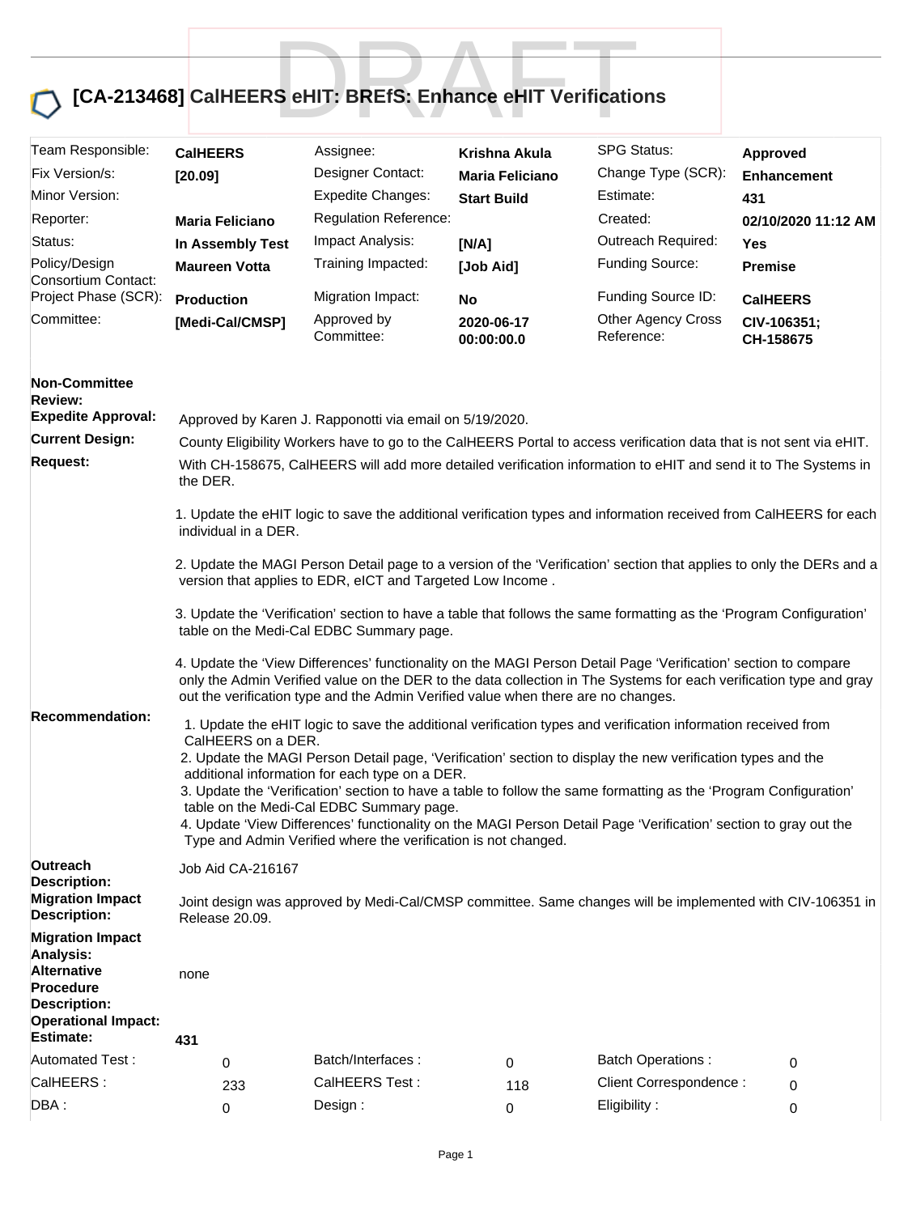# [CA-213468] CalHEERS eHIT: BREfS: Enhance eHIT Verifications

| | | | | | |
|---|---|---|---|---|---|
| Team Responsible: | **CalHEERS** | Assignee: | **Krishna Akula** | SPG Status: | **Approved** |
| Fix Version/s: | **[20.09]** | Designer Contact: | **Maria Feliciano** | Change Type (SCR): | **Enhancement** |
| Minor Version: | | Expedite Changes: | **Start Build** | Estimate: | **431** |
| Reporter: | **Maria Feliciano** | Regulation Reference: | | Created: | **02/10/2020 11:12 AM** |
| Status: | **In Assembly Test** | Impact Analysis: | **[N/A]** | Outreach Required: | **Yes** |
| Policy/Design Consortium Contact: | **Maureen Votta** | Training Impacted: | **[Job Aid]** | Funding Source: | **Premise** |
| Project Phase (SCR): | **Production** | Migration Impact: | **No** | Funding Source ID: | **CalHEERS** |
| Committee: | **[Medi-Cal/CMSP]** | Approved by Committee: | **2020-06-17 00:00:00.0** | Other Agency Cross Reference: | **CIV-106351; CH-158675** |

**Non-Committee Review:**

**Expedite Approval:** Approved by Karen J. Rapponotti via email on 5/19/2020.

**Current Design:** County Eligibility Workers have to go to the CalHEERS Portal to access verification data that is not sent via eHIT.

**Request:** With CH-158675, CalHEERS will add more detailed verification information to eHIT and send it to The Systems in the DER.

1. Update the eHIT logic to save the additional verification types and information received from CalHEERS for each individual in a DER.

2. Update the MAGI Person Detail page to a version of the 'Verification' section that applies to only the DERs and a version that applies to EDR, eICT and Targeted Low Income .

3. Update the 'Verification' section to have a table that follows the same formatting as the 'Program Configuration' table on the Medi-Cal EDBC Summary page.

4. Update the 'View Differences' functionality on the MAGI Person Detail Page 'Verification' section to compare only the Admin Verified value on the DER to the data collection in The Systems for each verification type and gray out the verification type and the Admin Verified value when there are no changes.

**Recommendation:**

1. Update the eHIT logic to save the additional verification types and verification information received from CalHEERS on a DER.
2. Update the MAGI Person Detail page, 'Verification' section to display the new verification types and the additional information for each type on a DER.
3. Update the 'Verification' section to have a table to follow the same formatting as the 'Program Configuration' table on the Medi-Cal EDBC Summary page.
4. Update 'View Differences' functionality on the MAGI Person Detail Page 'Verification' section to gray out the Type and Admin Verified where the verification is not changed.

**Outreach Description:** Job Aid CA-216167

**Migration Impact Description:** Joint design was approved by Medi-Cal/CMSP committee. Same changes will be implemented with CIV-106351 in Release 20.09.

**Migration Impact Analysis:**

**Alternative Procedure Description:** none

**Operational Impact:**

**Estimate:** **431**

| | | | | | |
|---|---|---|---|---|---|
| Automated Test : | 0 | Batch/Interfaces : | 0 | Batch Operations : | 0 |
| CalHEERS : | 233 | CalHEERS Test : | 118 | Client Correspondence : | 0 |
| DBA : | 0 | Design : | 0 | Eligibility : | 0 |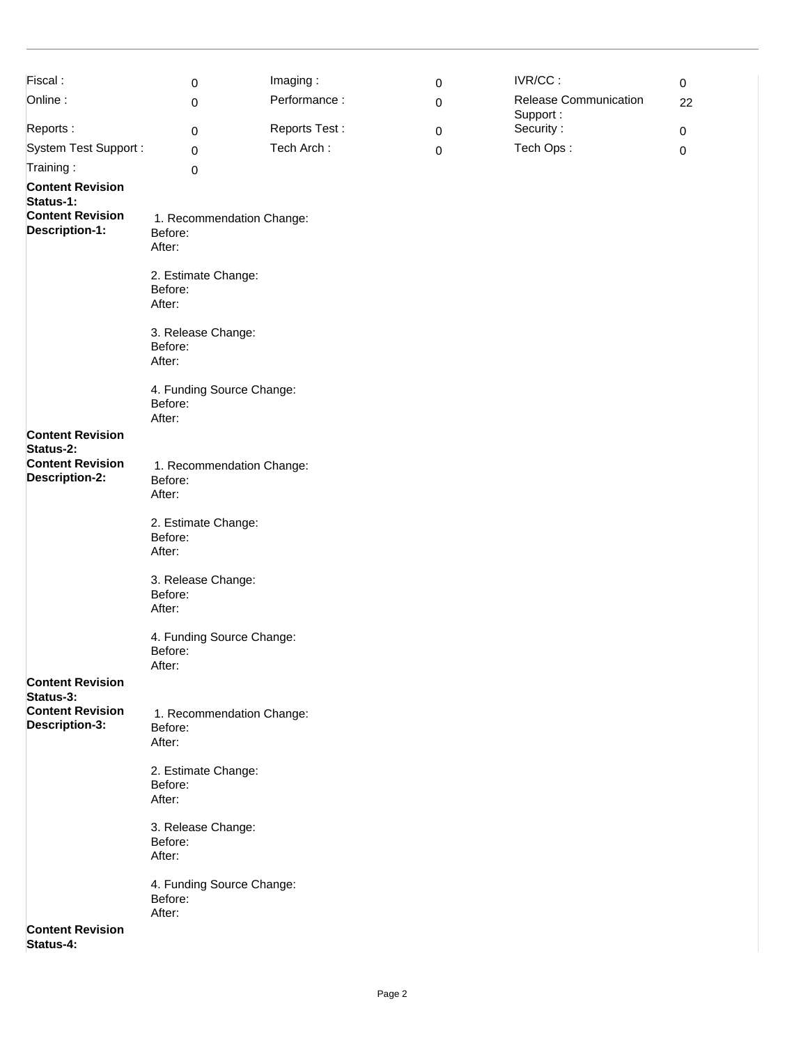| | | | | | |
|---|---|---|---|---|---|
| Fiscal : | 0 | Imaging : | 0 | IVR/CC : | 0 |
| Online : | 0 | Performance : | 0 | Release Communication Support : | 22 |
| Reports : | 0 | Reports Test : | 0 | Security : | 0 |
| System Test Support : | 0 | Tech Arch : | 0 | Tech Ops : | 0 |
| Training : | 0 | | | | |

**Content Revision Status-1:**

**Content Revision Description-1:**

1. Recommendation Change:
Before:
After:

2. Estimate Change:
Before:
After:

3. Release Change:
Before:
After:

4. Funding Source Change:
Before:
After:

**Content Revision Status-2:**

**Content Revision Description-2:**

1. Recommendation Change:
Before:
After:

2. Estimate Change:
Before:
After:

3. Release Change:
Before:
After:

4. Funding Source Change:
Before:
After:

**Content Revision Status-3:**

**Content Revision Description-3:**

1. Recommendation Change:
Before:
After:

2. Estimate Change:
Before:
After:

3. Release Change:
Before:
After:

4. Funding Source Change:
Before:
After:

**Content Revision Status-4:**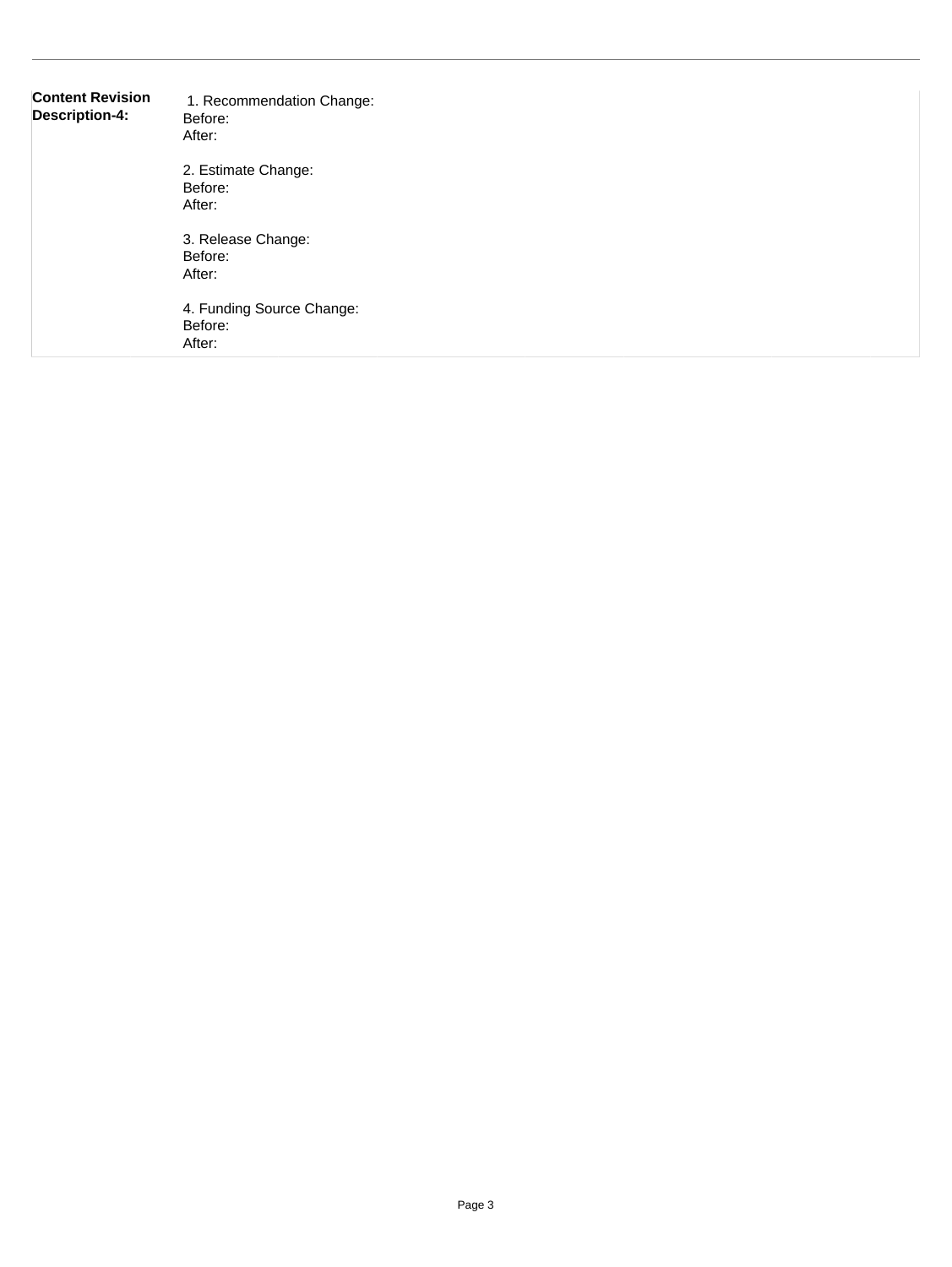| | |
|---|---|
| **Content Revision Description-4:** | 1. Recommendation Change:<br>Before:<br>After:<br><br>2. Estimate Change:<br>Before:<br>After:<br><br>3. Release Change:<br>Before:<br>After:<br><br>4. Funding Source Change:<br>Before:<br>After: |